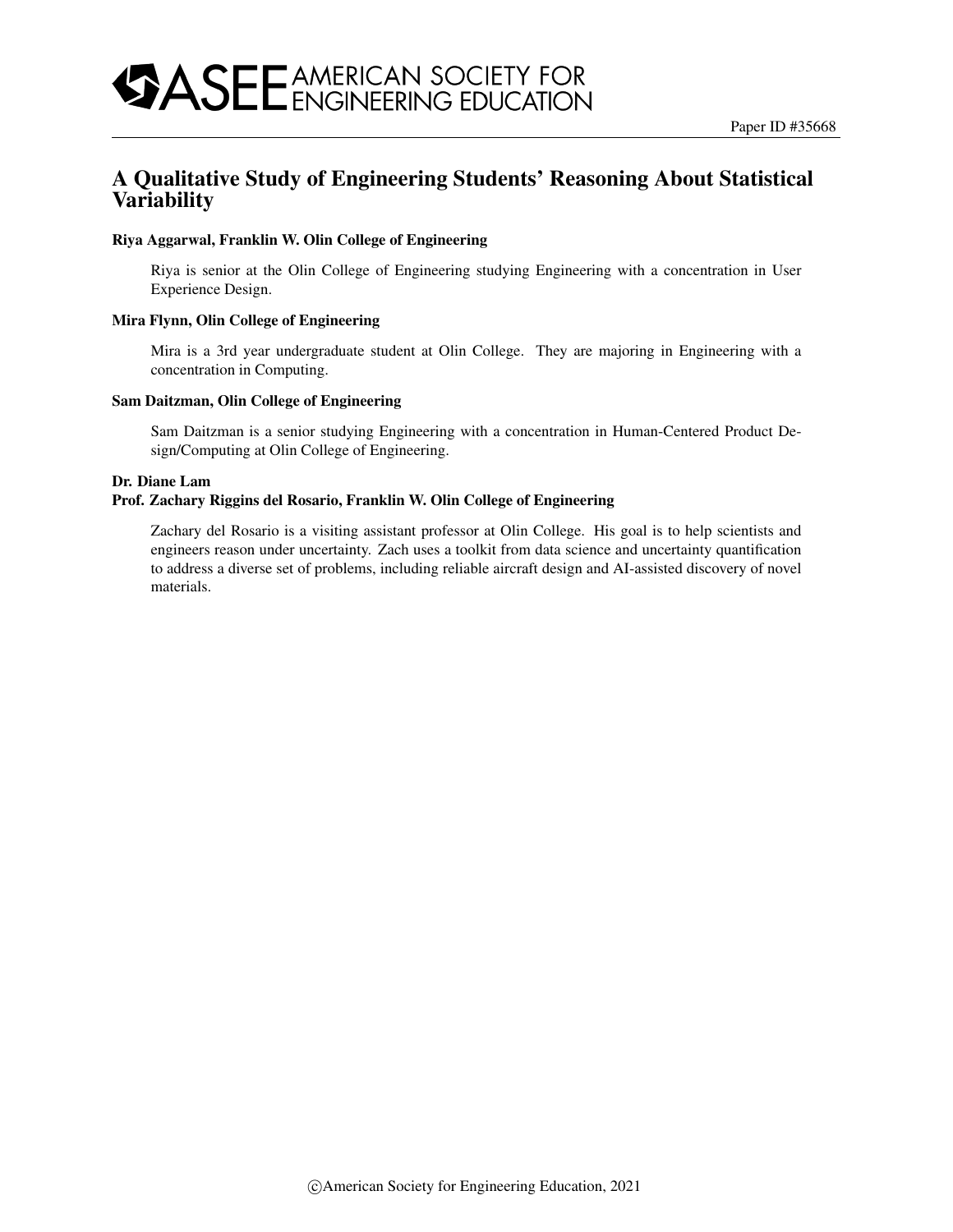Paper ID #35668

# A Qualitative Study of Engineering Students' Reasoning About Statistical Variability

**Riya Aggarwal, Franklin W. Olin College of Engineering**

Riya is senior at the Olin College of Engineering studying Engineering with a concentration in User Experience Design.

**Mira Flynn, Olin College of Engineering**

Mira is a 3rd year undergraduate student at Olin College. They are majoring in Engineering with a concentration in Computing.

**Sam Daitzman, Olin College of Engineering**

Sam Daitzman is a senior studying Engineering with a concentration in Human-Centered Product Design/Computing at Olin College of Engineering.

**Dr. Diane Lam**

**Prof. Zachary Riggins del Rosario, Franklin W. Olin College of Engineering**

Zachary del Rosario is a visiting assistant professor at Olin College. His goal is to help scientists and engineers reason under uncertainty. Zach uses a toolkit from data science and uncertainty quantification to address a diverse set of problems, including reliable aircraft design and AI-assisted discovery of novel materials.

©American Society for Engineering Education, 2021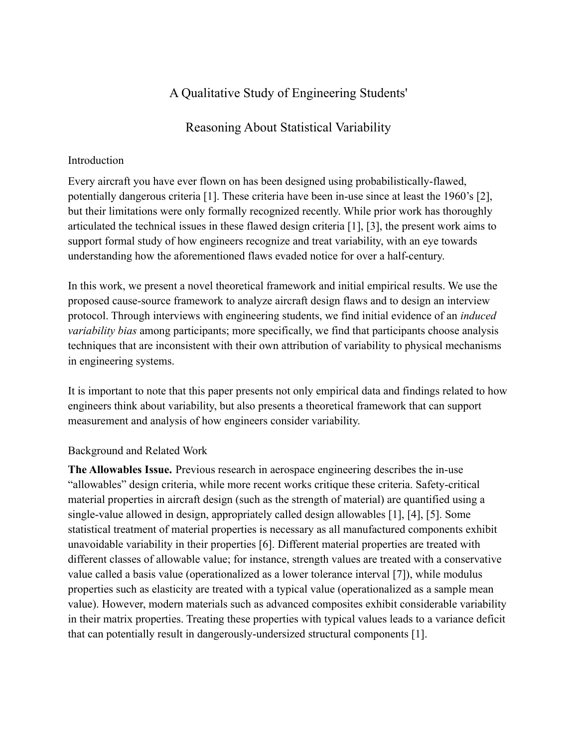# A Qualitative Study of Engineering Students'

# Reasoning About Statistical Variability

## Introduction

Every aircraft you have ever flown on has been designed using probabilistically-flawed, potentially dangerous criteria [1]. These criteria have been in-use since at least the 1960's [2], but their limitations were only formally recognized recently. While prior work has thoroughly articulated the technical issues in these flawed design criteria [1], [3], the present work aims to support formal study of how engineers recognize and treat variability, with an eye towards understanding how the aforementioned flaws evaded notice for over a half-century.

In this work, we present a novel theoretical framework and initial empirical results. We use the proposed cause-source framework to analyze aircraft design flaws and to design an interview protocol. Through interviews with engineering students, we find initial evidence of an *induced variability bias* among participants; more specifically, we find that participants choose analysis techniques that are inconsistent with their own attribution of variability to physical mechanisms in engineering systems.

It is important to note that this paper presents not only empirical data and findings related to how engineers think about variability, but also presents a theoretical framework that can support measurement and analysis of how engineers consider variability.

## Background and Related Work

**The Allowables Issue.** Previous research in aerospace engineering describes the in-use "allowables" design criteria, while more recent works critique these criteria. Safety-critical material properties in aircraft design (such as the strength of material) are quantified using a single-value allowed in design, appropriately called design allowables [1], [4], [5]. Some statistical treatment of material properties is necessary as all manufactured components exhibit unavoidable variability in their properties [6]. Different material properties are treated with different classes of allowable value; for instance, strength values are treated with a conservative value called a basis value (operationalized as a lower tolerance interval [7]), while modulus properties such as elasticity are treated with a typical value (operationalized as a sample mean value). However, modern materials such as advanced composites exhibit considerable variability in their matrix properties. Treating these properties with typical values leads to a variance deficit that can potentially result in dangerously-undersized structural components [1].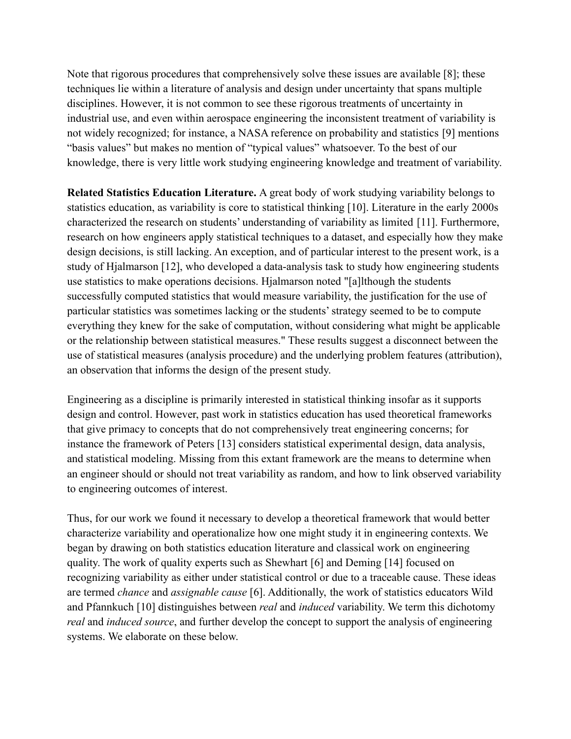Note that rigorous procedures that comprehensively solve these issues are available [8]; these techniques lie within a literature of analysis and design under uncertainty that spans multiple disciplines. However, it is not common to see these rigorous treatments of uncertainty in industrial use, and even within aerospace engineering the inconsistent treatment of variability is not widely recognized; for instance, a NASA reference on probability and statistics [9] mentions "basis values" but makes no mention of "typical values" whatsoever. To the best of our knowledge, there is very little work studying engineering knowledge and treatment of variability.

**Related Statistics Education Literature.** A great body of work studying variability belongs to statistics education, as variability is core to statistical thinking [10]. Literature in the early 2000s characterized the research on students' understanding of variability as limited [11]. Furthermore, research on how engineers apply statistical techniques to a dataset, and especially how they make design decisions, is still lacking. An exception, and of particular interest to the present work, is a study of Hjalmarson [12], who developed a data-analysis task to study how engineering students use statistics to make operations decisions. Hjalmarson noted "[a]lthough the students successfully computed statistics that would measure variability, the justification for the use of particular statistics was sometimes lacking or the students' strategy seemed to be to compute everything they knew for the sake of computation, without considering what might be applicable or the relationship between statistical measures." These results suggest a disconnect between the use of statistical measures (analysis procedure) and the underlying problem features (attribution), an observation that informs the design of the present study.

Engineering as a discipline is primarily interested in statistical thinking insofar as it supports design and control. However, past work in statistics education has used theoretical frameworks that give primacy to concepts that do not comprehensively treat engineering concerns; for instance the framework of Peters [13] considers statistical experimental design, data analysis, and statistical modeling. Missing from this extant framework are the means to determine when an engineer should or should not treat variability as random, and how to link observed variability to engineering outcomes of interest.

Thus, for our work we found it necessary to develop a theoretical framework that would better characterize variability and operationalize how one might study it in engineering contexts. We began by drawing on both statistics education literature and classical work on engineering quality. The work of quality experts such as Shewhart [6] and Deming [14] focused on recognizing variability as either under statistical control or due to a traceable cause. These ideas are termed *chance* and *assignable cause* [6]. Additionally, the work of statistics educators Wild and Pfannkuch [10] distinguishes between *real* and *induced* variability. We term this dichotomy *real* and *induced source*, and further develop the concept to support the analysis of engineering systems. We elaborate on these below.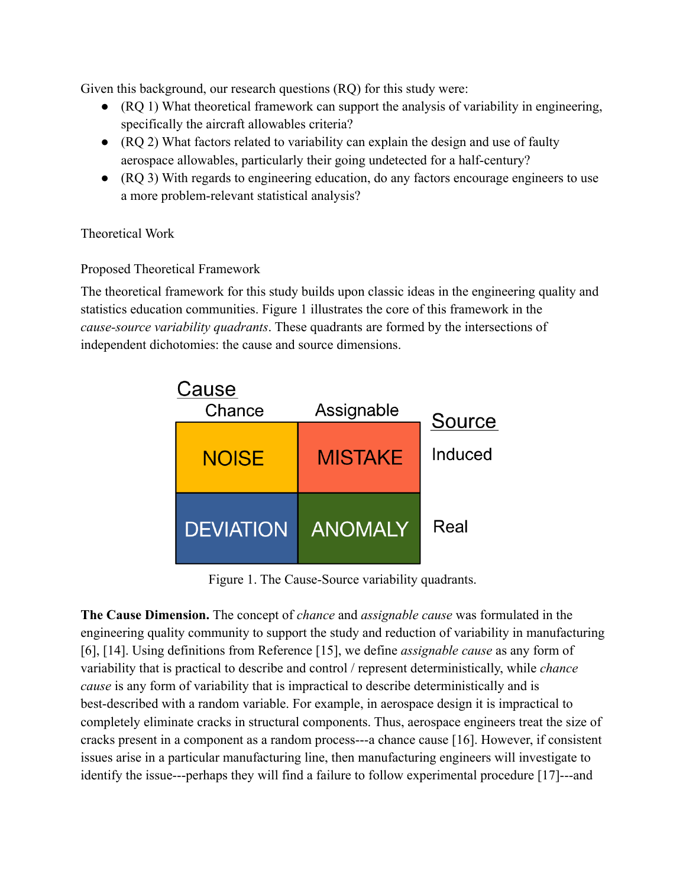Given this background, our research questions (RQ) for this study were:

- (RQ 1) What theoretical framework can support the analysis of variability in engineering, specifically the aircraft allowables criteria?
- (RQ 2) What factors related to variability can explain the design and use of faulty aerospace allowables, particularly their going undetected for a half-century?
- (RQ 3) With regards to engineering education, do any factors encourage engineers to use a more problem-relevant statistical analysis?

## Theoretical Work

### Proposed Theoretical Framework

The theoretical framework for this study builds upon classic ideas in the engineering quality and statistics education communities. Figure 1 illustrates the core of this framework in the *cause-source variability quadrants*. These quadrants are formed by the intersections of independent dichotomies: the cause and source dimensions.

| Source \ Cause | Chance | Assignable |
|---|---|---|
| Induced | NOISE | MISTAKE |
| Real | DEVIATION | ANOMALY |

Figure 1. The Cause-Source variability quadrants.

**The Cause Dimension.** The concept of *chance* and *assignable cause* was formulated in the engineering quality community to support the study and reduction of variability in manufacturing [6], [14]. Using definitions from Reference [15], we define *assignable cause* as any form of variability that is practical to describe and control / represent deterministically, while *chance cause* is any form of variability that is impractical to describe deterministically and is best-described with a random variable. For example, in aerospace design it is impractical to completely eliminate cracks in structural components. Thus, aerospace engineers treat the size of cracks present in a component as a random process---a chance cause [16]. However, if consistent issues arise in a particular manufacturing line, then manufacturing engineers will investigate to identify the issue---perhaps they will find a failure to follow experimental procedure [17]---and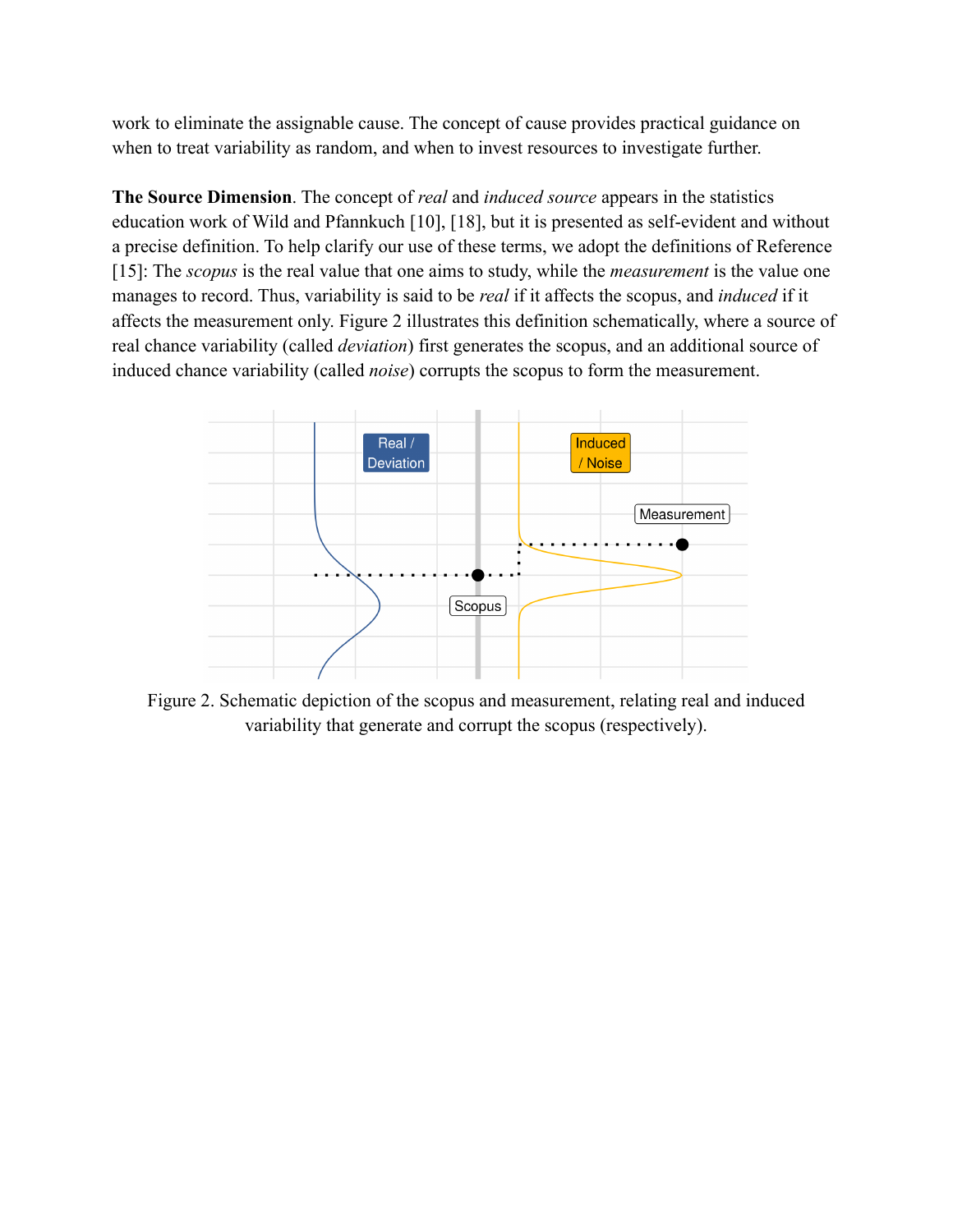work to eliminate the assignable cause. The concept of cause provides practical guidance on when to treat variability as random, and when to invest resources to investigate further.

**The Source Dimension**. The concept of *real* and *induced source* appears in the statistics education work of Wild and Pfannkuch [10], [18], but it is presented as self-evident and without a precise definition. To help clarify our use of these terms, we adopt the definitions of Reference [15]: The *scopus* is the real value that one aims to study, while the *measurement* is the value one manages to record. Thus, variability is said to be *real* if it affects the scopus, and *induced* if it affects the measurement only. Figure 2 illustrates this definition schematically, where a source of real chance variability (called *deviation*) first generates the scopus, and an additional source of induced chance variability (called *noise*) corrupts the scopus to form the measurement.

Figure 2. Schematic depiction of the scopus and measurement, relating real and induced variability that generate and corrupt the scopus (respectively).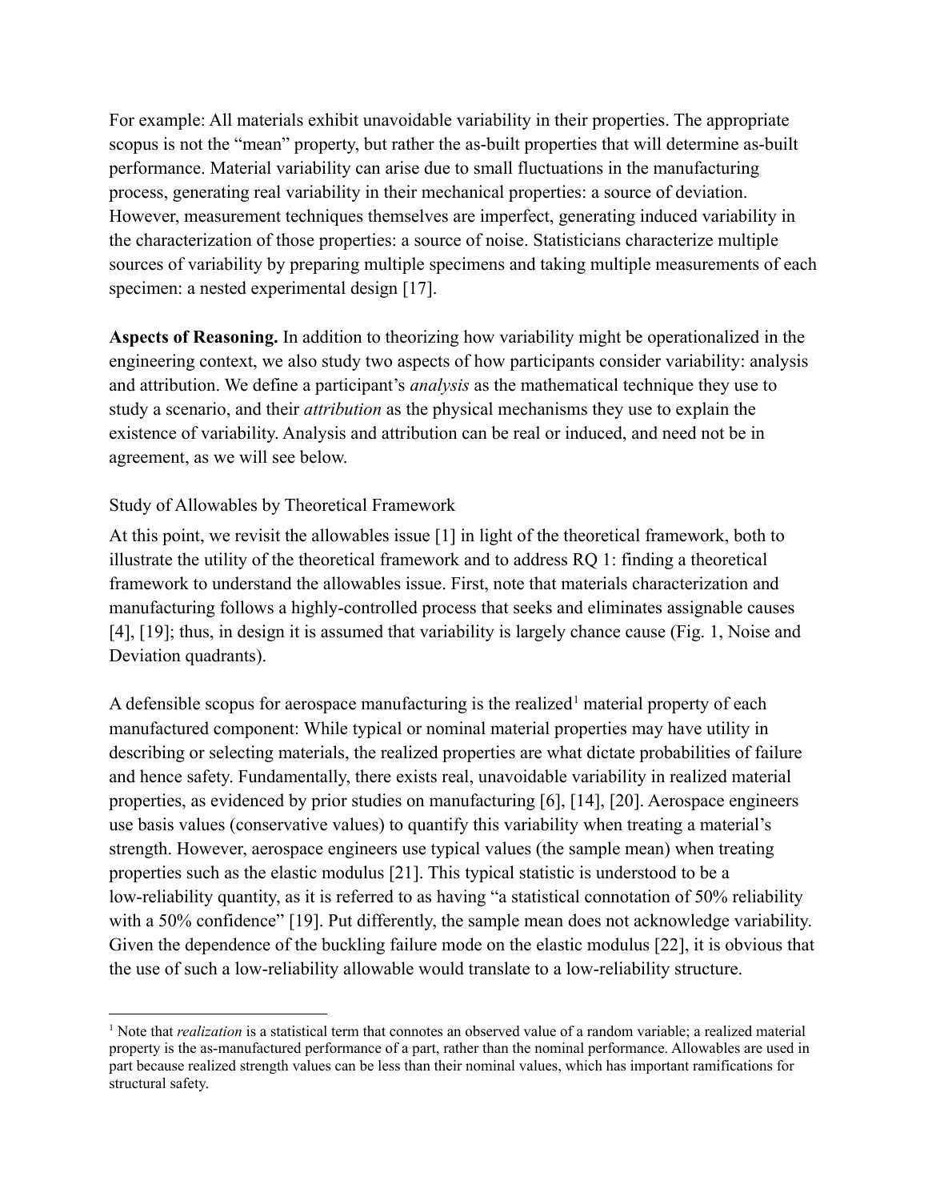For example: All materials exhibit unavoidable variability in their properties. The appropriate scopus is not the "mean" property, but rather the as-built properties that will determine as-built performance. Material variability can arise due to small fluctuations in the manufacturing process, generating real variability in their mechanical properties: a source of deviation. However, measurement techniques themselves are imperfect, generating induced variability in the characterization of those properties: a source of noise. Statisticians characterize multiple sources of variability by preparing multiple specimens and taking multiple measurements of each specimen: a nested experimental design [17].

**Aspects of Reasoning.** In addition to theorizing how variability might be operationalized in the engineering context, we also study two aspects of how participants consider variability: analysis and attribution. We define a participant's *analysis* as the mathematical technique they use to study a scenario, and their *attribution* as the physical mechanisms they use to explain the existence of variability. Analysis and attribution can be real or induced, and need not be in agreement, as we will see below.

### Study of Allowables by Theoretical Framework

At this point, we revisit the allowables issue [1] in light of the theoretical framework, both to illustrate the utility of the theoretical framework and to address RQ 1: finding a theoretical framework to understand the allowables issue. First, note that materials characterization and manufacturing follows a highly-controlled process that seeks and eliminates assignable causes [4], [19]; thus, in design it is assumed that variability is largely chance cause (Fig. 1, Noise and Deviation quadrants).

A defensible scopus for aerospace manufacturing is the realized[1] material property of each manufactured component: While typical or nominal material properties may have utility in describing or selecting materials, the realized properties are what dictate probabilities of failure and hence safety. Fundamentally, there exists real, unavoidable variability in realized material properties, as evidenced by prior studies on manufacturing [6], [14], [20]. Aerospace engineers use basis values (conservative values) to quantify this variability when treating a material's strength. However, aerospace engineers use typical values (the sample mean) when treating properties such as the elastic modulus [21]. This typical statistic is understood to be a low-reliability quantity, as it is referred to as having "a statistical connotation of 50% reliability with a 50% confidence" [19]. Put differently, the sample mean does not acknowledge variability. Given the dependence of the buckling failure mode on the elastic modulus [22], it is obvious that the use of such a low-reliability allowable would translate to a low-reliability structure.

---

[1] Note that *realization* is a statistical term that connotes an observed value of a random variable; a realized material property is the as-manufactured performance of a part, rather than the nominal performance. Allowables are used in part because realized strength values can be less than their nominal values, which has important ramifications for structural safety.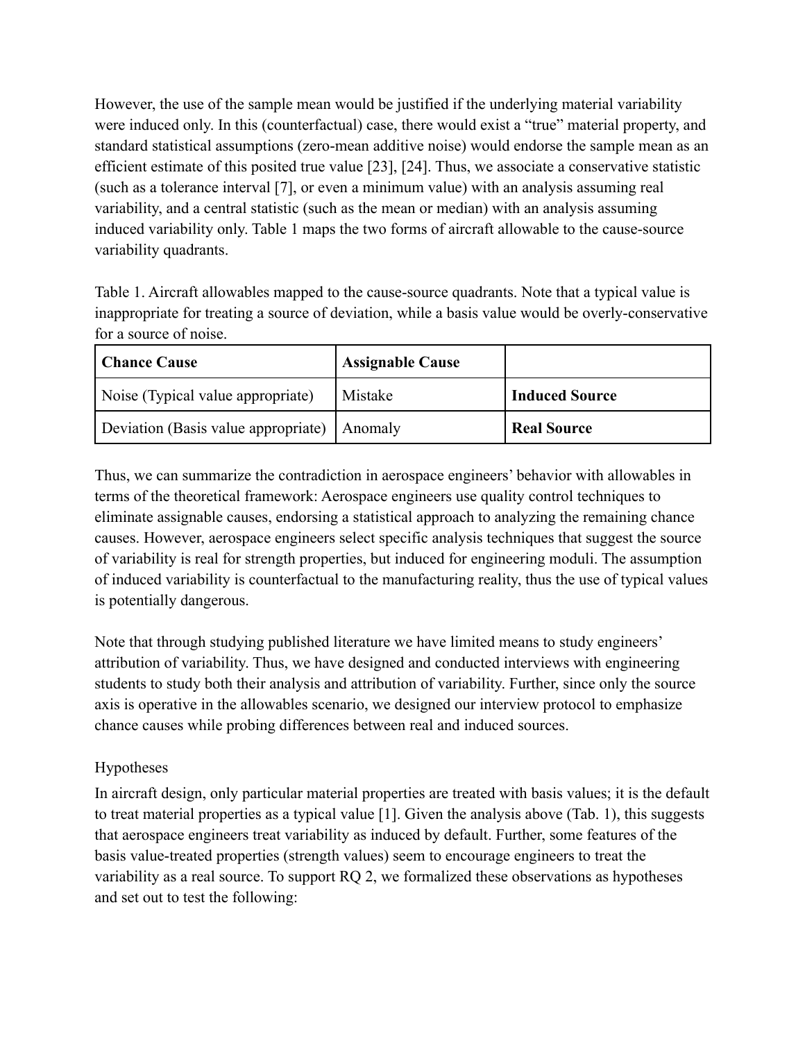However, the use of the sample mean would be justified if the underlying material variability were induced only. In this (counterfactual) case, there would exist a "true" material property, and standard statistical assumptions (zero-mean additive noise) would endorse the sample mean as an efficient estimate of this posited true value [23], [24]. Thus, we associate a conservative statistic (such as a tolerance interval [7], or even a minimum value) with an analysis assuming real variability, and a central statistic (such as the mean or median) with an analysis assuming induced variability only. Table 1 maps the two forms of aircraft allowable to the cause-source variability quadrants.

Table 1. Aircraft allowables mapped to the cause-source quadrants. Note that a typical value is inappropriate for treating a source of deviation, while a basis value would be overly-conservative for a source of noise.

| **Chance Cause** | **Assignable Cause** | |
|---|---|---|
| Noise (Typical value appropriate) | Mistake | **Induced Source** |
| Deviation (Basis value appropriate) | Anomaly | **Real Source** |

Thus, we can summarize the contradiction in aerospace engineers' behavior with allowables in terms of the theoretical framework: Aerospace engineers use quality control techniques to eliminate assignable causes, endorsing a statistical approach to analyzing the remaining chance causes. However, aerospace engineers select specific analysis techniques that suggest the source of variability is real for strength properties, but induced for engineering moduli. The assumption of induced variability is counterfactual to the manufacturing reality, thus the use of typical values is potentially dangerous.

Note that through studying published literature we have limited means to study engineers' attribution of variability. Thus, we have designed and conducted interviews with engineering students to study both their analysis and attribution of variability. Further, since only the source axis is operative in the allowables scenario, we designed our interview protocol to emphasize chance causes while probing differences between real and induced sources.

## Hypotheses

In aircraft design, only particular material properties are treated with basis values; it is the default to treat material properties as a typical value [1]. Given the analysis above (Tab. 1), this suggests that aerospace engineers treat variability as induced by default. Further, some features of the basis value-treated properties (strength values) seem to encourage engineers to treat the variability as a real source. To support RQ 2, we formalized these observations as hypotheses and set out to test the following: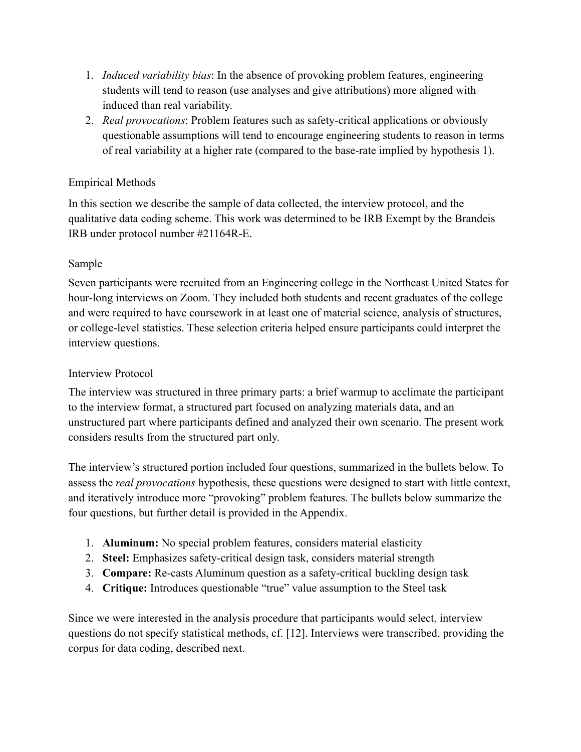1. *Induced variability bias*: In the absence of provoking problem features, engineering students will tend to reason (use analyses and give attributions) more aligned with induced than real variability.
2. *Real provocations*: Problem features such as safety-critical applications or obviously questionable assumptions will tend to encourage engineering students to reason in terms of real variability at a higher rate (compared to the base-rate implied by hypothesis 1).

## Empirical Methods

In this section we describe the sample of data collected, the interview protocol, and the qualitative data coding scheme. This work was determined to be IRB Exempt by the Brandeis IRB under protocol number #21164R-E.

### Sample

Seven participants were recruited from an Engineering college in the Northeast United States for hour-long interviews on Zoom. They included both students and recent graduates of the college and were required to have coursework in at least one of material science, analysis of structures, or college-level statistics. These selection criteria helped ensure participants could interpret the interview questions.

### Interview Protocol

The interview was structured in three primary parts: a brief warmup to acclimate the participant to the interview format, a structured part focused on analyzing materials data, and an unstructured part where participants defined and analyzed their own scenario. The present work considers results from the structured part only.

The interview's structured portion included four questions, summarized in the bullets below. To assess the *real provocations* hypothesis, these questions were designed to start with little context, and iteratively introduce more "provoking" problem features. The bullets below summarize the four questions, but further detail is provided in the Appendix.

1. **Aluminum:** No special problem features, considers material elasticity
2. **Steel:** Emphasizes safety-critical design task, considers material strength
3. **Compare:** Re-casts Aluminum question as a safety-critical buckling design task
4. **Critique:** Introduces questionable "true" value assumption to the Steel task

Since we were interested in the analysis procedure that participants would select, interview questions do not specify statistical methods, cf. [12]. Interviews were transcribed, providing the corpus for data coding, described next.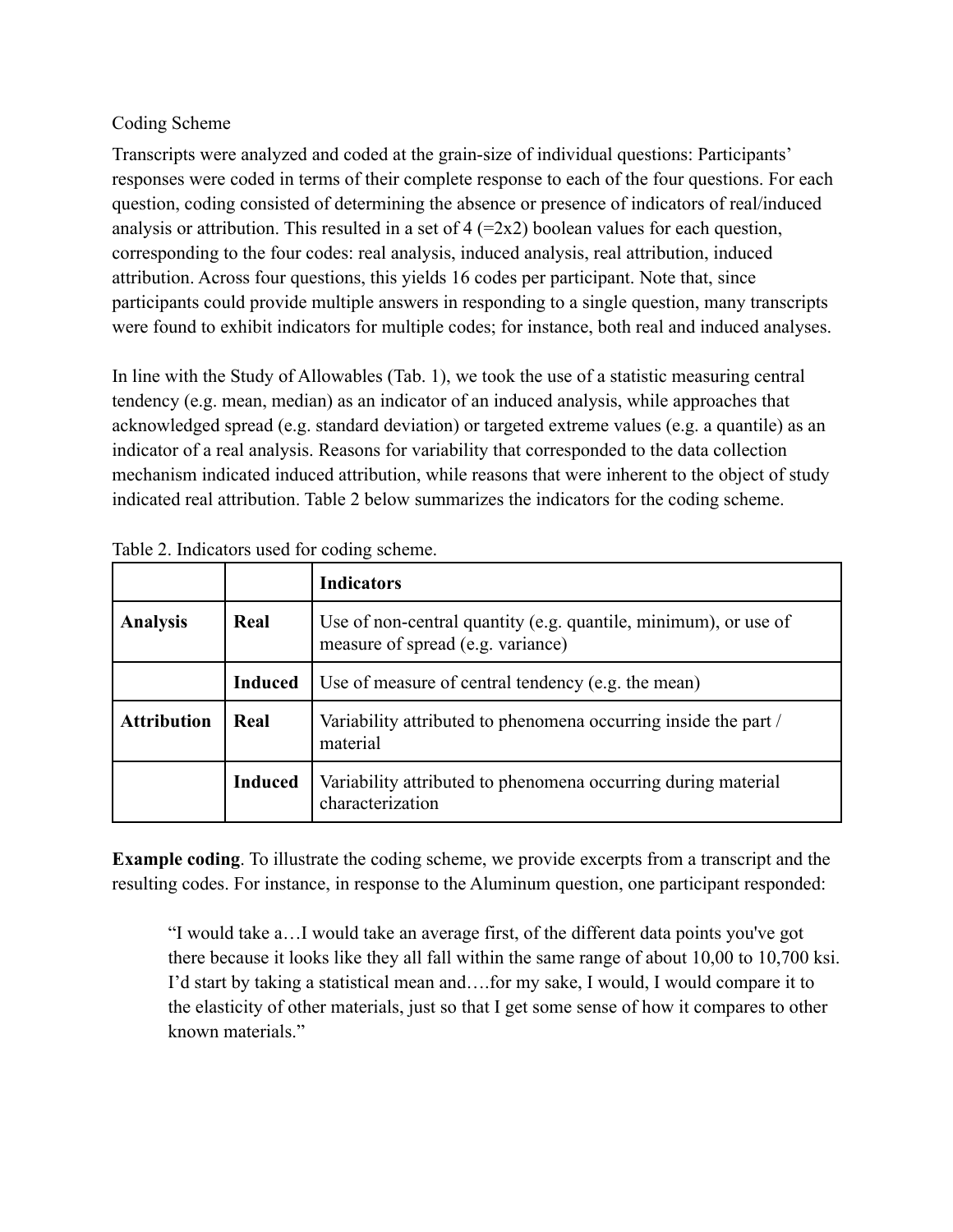Coding Scheme

Transcripts were analyzed and coded at the grain-size of individual questions: Participants' responses were coded in terms of their complete response to each of the four questions. For each question, coding consisted of determining the absence or presence of indicators of real/induced analysis or attribution. This resulted in a set of 4 (=2x2) boolean values for each question, corresponding to the four codes: real analysis, induced analysis, real attribution, induced attribution. Across four questions, this yields 16 codes per participant. Note that, since participants could provide multiple answers in responding to a single question, many transcripts were found to exhibit indicators for multiple codes; for instance, both real and induced analyses.

In line with the Study of Allowables (Tab. 1), we took the use of a statistic measuring central tendency (e.g. mean, median) as an indicator of an induced analysis, while approaches that acknowledged spread (e.g. standard deviation) or targeted extreme values (e.g. a quantile) as an indicator of a real analysis. Reasons for variability that corresponded to the data collection mechanism indicated induced attribution, while reasons that were inherent to the object of study indicated real attribution. Table 2 below summarizes the indicators for the coding scheme.

Table 2. Indicators used for coding scheme.

| | | **Indicators** |
|---|---|---|
| **Analysis** | **Real** | Use of non-central quantity (e.g. quantile, minimum), or use of measure of spread (e.g. variance) |
| | **Induced** | Use of measure of central tendency (e.g. the mean) |
| **Attribution** | **Real** | Variability attributed to phenomena occurring inside the part / material |
| | **Induced** | Variability attributed to phenomena occurring during material characterization |

**Example coding**. To illustrate the coding scheme, we provide excerpts from a transcript and the resulting codes. For instance, in response to the Aluminum question, one participant responded:

> "I would take a…I would take an average first, of the different data points you've got there because it looks like they all fall within the same range of about 10,00 to 10,700 ksi. I'd start by taking a statistical mean and….for my sake, I would, I would compare it to the elasticity of other materials, just so that I get some sense of how it compares to other known materials."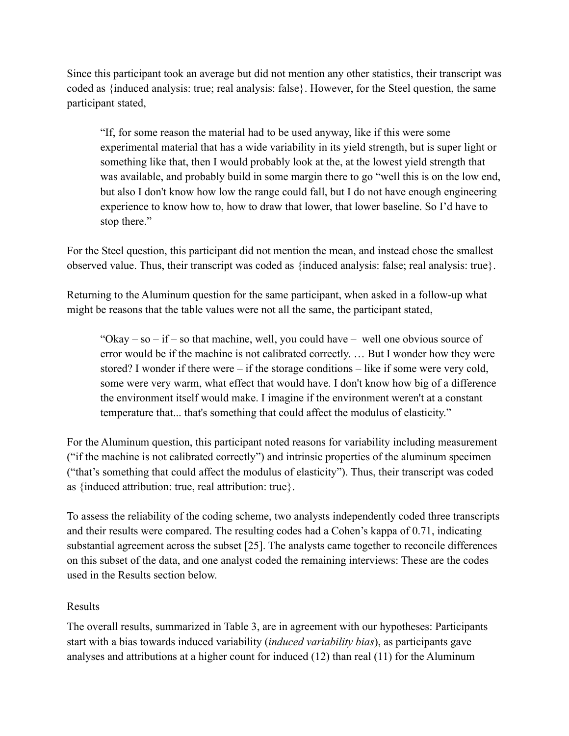Since this participant took an average but did not mention any other statistics, their transcript was coded as {induced analysis: true; real analysis: false}. However, for the Steel question, the same participant stated,

> "If, for some reason the material had to be used anyway, like if this were some experimental material that has a wide variability in its yield strength, but is super light or something like that, then I would probably look at the, at the lowest yield strength that was available, and probably build in some margin there to go "well this is on the low end, but also I don't know how low the range could fall, but I do not have enough engineering experience to know how to, how to draw that lower, that lower baseline. So I'd have to stop there."

For the Steel question, this participant did not mention the mean, and instead chose the smallest observed value. Thus, their transcript was coded as {induced analysis: false; real analysis: true}.

Returning to the Aluminum question for the same participant, when asked in a follow-up what might be reasons that the table values were not all the same, the participant stated,

> "Okay – so – if – so that machine, well, you could have – well one obvious source of error would be if the machine is not calibrated correctly. … But I wonder how they were stored? I wonder if there were – if the storage conditions – like if some were very cold, some were very warm, what effect that would have. I don't know how big of a difference the environment itself would make. I imagine if the environment weren't at a constant temperature that... that's something that could affect the modulus of elasticity."

For the Aluminum question, this participant noted reasons for variability including measurement ("if the machine is not calibrated correctly") and intrinsic properties of the aluminum specimen ("that's something that could affect the modulus of elasticity"). Thus, their transcript was coded as {induced attribution: true, real attribution: true}.

To assess the reliability of the coding scheme, two analysts independently coded three transcripts and their results were compared. The resulting codes had a Cohen's kappa of 0.71, indicating substantial agreement across the subset [25]. The analysts came together to reconcile differences on this subset of the data, and one analyst coded the remaining interviews: These are the codes used in the Results section below.

## Results

The overall results, summarized in Table 3, are in agreement with our hypotheses: Participants start with a bias towards induced variability (*induced variability bias*), as participants gave analyses and attributions at a higher count for induced (12) than real (11) for the Aluminum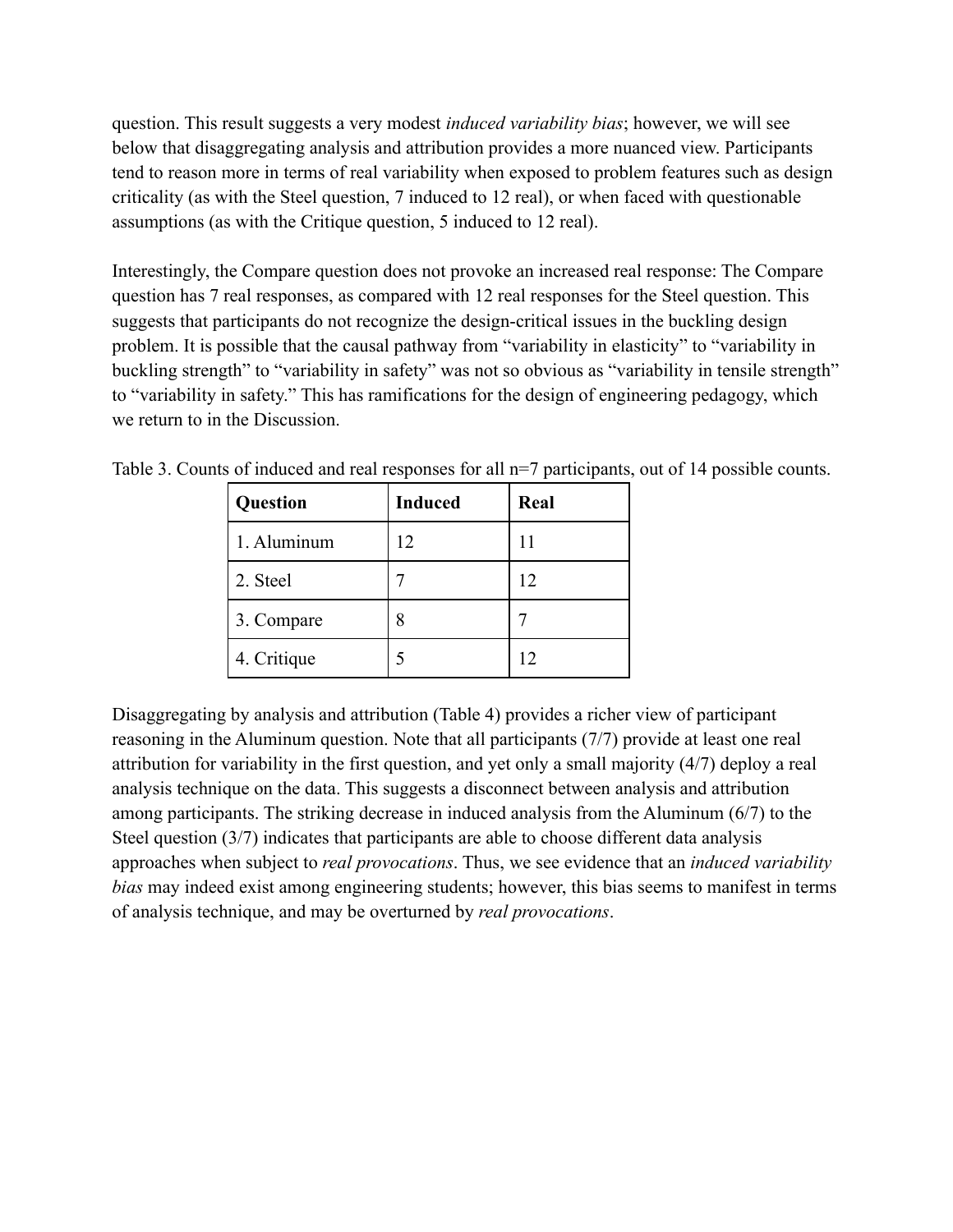question. This result suggests a very modest *induced variability bias*; however, we will see below that disaggregating analysis and attribution provides a more nuanced view. Participants tend to reason more in terms of real variability when exposed to problem features such as design criticality (as with the Steel question, 7 induced to 12 real), or when faced with questionable assumptions (as with the Critique question, 5 induced to 12 real).

Interestingly, the Compare question does not provoke an increased real response: The Compare question has 7 real responses, as compared with 12 real responses for the Steel question. This suggests that participants do not recognize the design-critical issues in the buckling design problem. It is possible that the causal pathway from "variability in elasticity" to "variability in buckling strength" to "variability in safety" was not so obvious as "variability in tensile strength" to "variability in safety." This has ramifications for the design of engineering pedagogy, which we return to in the Discussion.

Table 3. Counts of induced and real responses for all n=7 participants, out of 14 possible counts.

| Question | Induced | Real |
|---|---|---|
| 1. Aluminum | 12 | 11 |
| 2. Steel | 7 | 12 |
| 3. Compare | 8 | 7 |
| 4. Critique | 5 | 12 |

Disaggregating by analysis and attribution (Table 4) provides a richer view of participant reasoning in the Aluminum question. Note that all participants (7/7) provide at least one real attribution for variability in the first question, and yet only a small majority (4/7) deploy a real analysis technique on the data. This suggests a disconnect between analysis and attribution among participants. The striking decrease in induced analysis from the Aluminum (6/7) to the Steel question (3/7) indicates that participants are able to choose different data analysis approaches when subject to *real provocations*. Thus, we see evidence that an *induced variability bias* may indeed exist among engineering students; however, this bias seems to manifest in terms of analysis technique, and may be overturned by *real provocations*.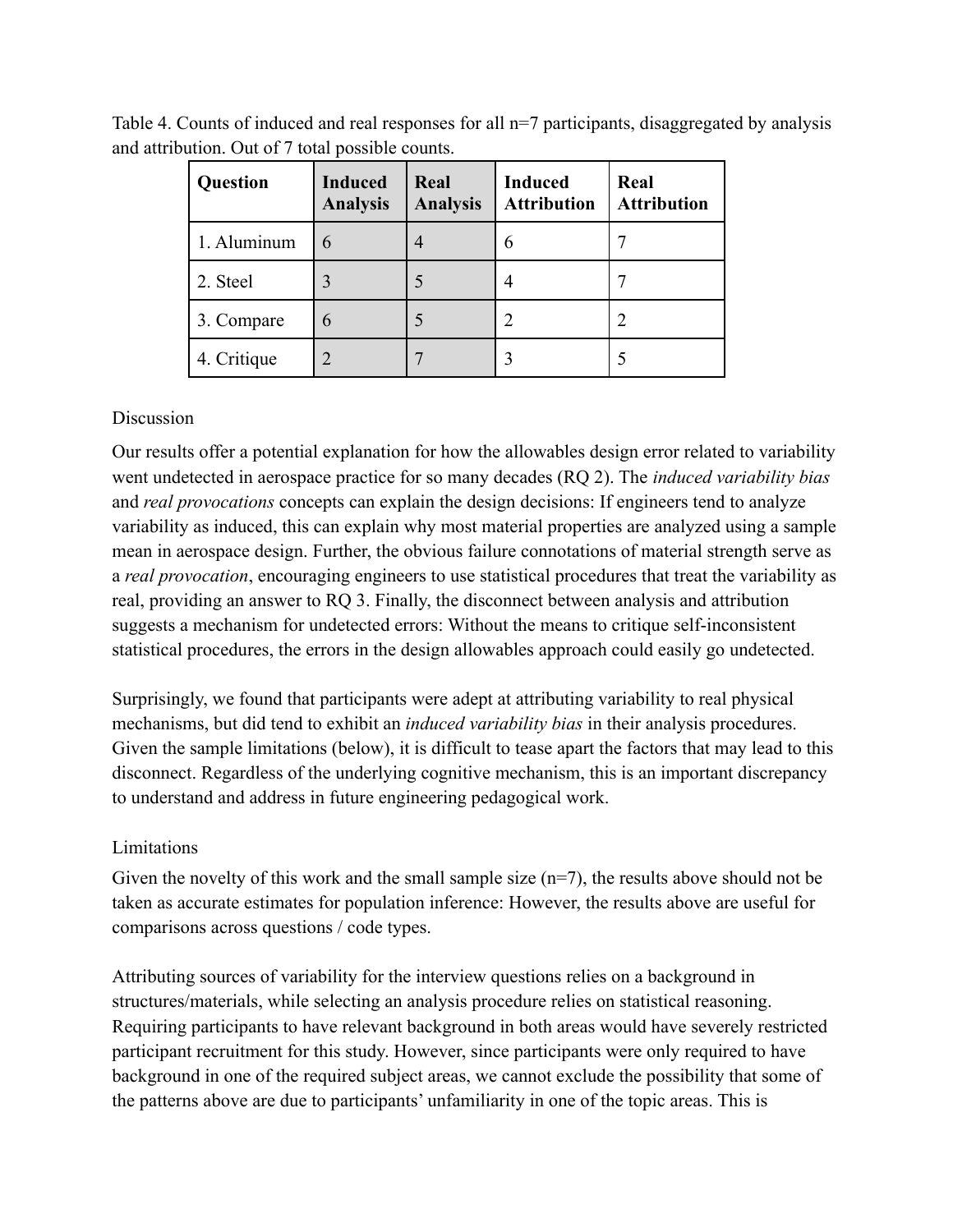Table 4. Counts of induced and real responses for all n=7 participants, disaggregated by analysis and attribution. Out of 7 total possible counts.

| Question | Induced Analysis | Real Analysis | Induced Attribution | Real Attribution |
|---|---|---|---|---|
| 1. Aluminum | 6 | 4 | 6 | 7 |
| 2. Steel | 3 | 5 | 4 | 7 |
| 3. Compare | 6 | 5 | 2 | 2 |
| 4. Critique | 2 | 7 | 3 | 5 |

## Discussion

Our results offer a potential explanation for how the allowables design error related to variability went undetected in aerospace practice for so many decades (RQ 2). The *induced variability bias* and *real provocations* concepts can explain the design decisions: If engineers tend to analyze variability as induced, this can explain why most material properties are analyzed using a sample mean in aerospace design. Further, the obvious failure connotations of material strength serve as a *real provocation*, encouraging engineers to use statistical procedures that treat the variability as real, providing an answer to RQ 3. Finally, the disconnect between analysis and attribution suggests a mechanism for undetected errors: Without the means to critique self-inconsistent statistical procedures, the errors in the design allowables approach could easily go undetected.

Surprisingly, we found that participants were adept at attributing variability to real physical mechanisms, but did tend to exhibit an *induced variability bias* in their analysis procedures. Given the sample limitations (below), it is difficult to tease apart the factors that may lead to this disconnect. Regardless of the underlying cognitive mechanism, this is an important discrepancy to understand and address in future engineering pedagogical work.

## Limitations

Given the novelty of this work and the small sample size (n=7), the results above should not be taken as accurate estimates for population inference: However, the results above are useful for comparisons across questions / code types.

Attributing sources of variability for the interview questions relies on a background in structures/materials, while selecting an analysis procedure relies on statistical reasoning. Requiring participants to have relevant background in both areas would have severely restricted participant recruitment for this study. However, since participants were only required to have background in one of the required subject areas, we cannot exclude the possibility that some of the patterns above are due to participants' unfamiliarity in one of the topic areas. This is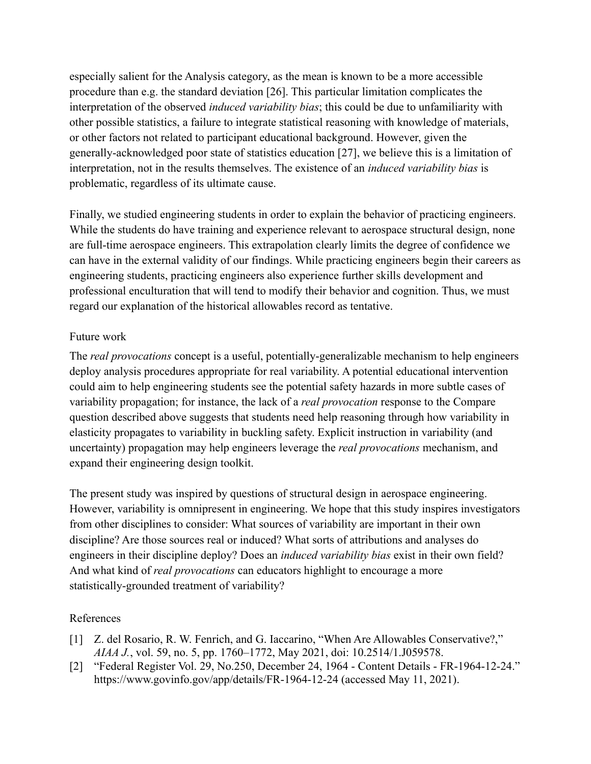especially salient for the Analysis category, as the mean is known to be a more accessible procedure than e.g. the standard deviation [26]. This particular limitation complicates the interpretation of the observed *induced variability bias*; this could be due to unfamiliarity with other possible statistics, a failure to integrate statistical reasoning with knowledge of materials, or other factors not related to participant educational background. However, given the generally-acknowledged poor state of statistics education [27], we believe this is a limitation of interpretation, not in the results themselves. The existence of an *induced variability bias* is problematic, regardless of its ultimate cause.

Finally, we studied engineering students in order to explain the behavior of practicing engineers. While the students do have training and experience relevant to aerospace structural design, none are full-time aerospace engineers. This extrapolation clearly limits the degree of confidence we can have in the external validity of our findings. While practicing engineers begin their careers as engineering students, practicing engineers also experience further skills development and professional enculturation that will tend to modify their behavior and cognition. Thus, we must regard our explanation of the historical allowables record as tentative.

## Future work

The *real provocations* concept is a useful, potentially-generalizable mechanism to help engineers deploy analysis procedures appropriate for real variability. A potential educational intervention could aim to help engineering students see the potential safety hazards in more subtle cases of variability propagation; for instance, the lack of a *real provocation* response to the Compare question described above suggests that students need help reasoning through how variability in elasticity propagates to variability in buckling safety. Explicit instruction in variability (and uncertainty) propagation may help engineers leverage the *real provocations* mechanism, and expand their engineering design toolkit.

The present study was inspired by questions of structural design in aerospace engineering. However, variability is omnipresent in engineering. We hope that this study inspires investigators from other disciplines to consider: What sources of variability are important in their own discipline? Are those sources real or induced? What sorts of attributions and analyses do engineers in their discipline deploy? Does an *induced variability bias* exist in their own field? And what kind of *real provocations* can educators highlight to encourage a more statistically-grounded treatment of variability?

## References

[1] Z. del Rosario, R. W. Fenrich, and G. Iaccarino, "When Are Allowables Conservative?," *AIAA J.*, vol. 59, no. 5, pp. 1760–1772, May 2021, doi: 10.2514/1.J059578.

[2] "Federal Register Vol. 29, No.250, December 24, 1964 - Content Details - FR-1964-12-24." https://www.govinfo.gov/app/details/FR-1964-12-24 (accessed May 11, 2021).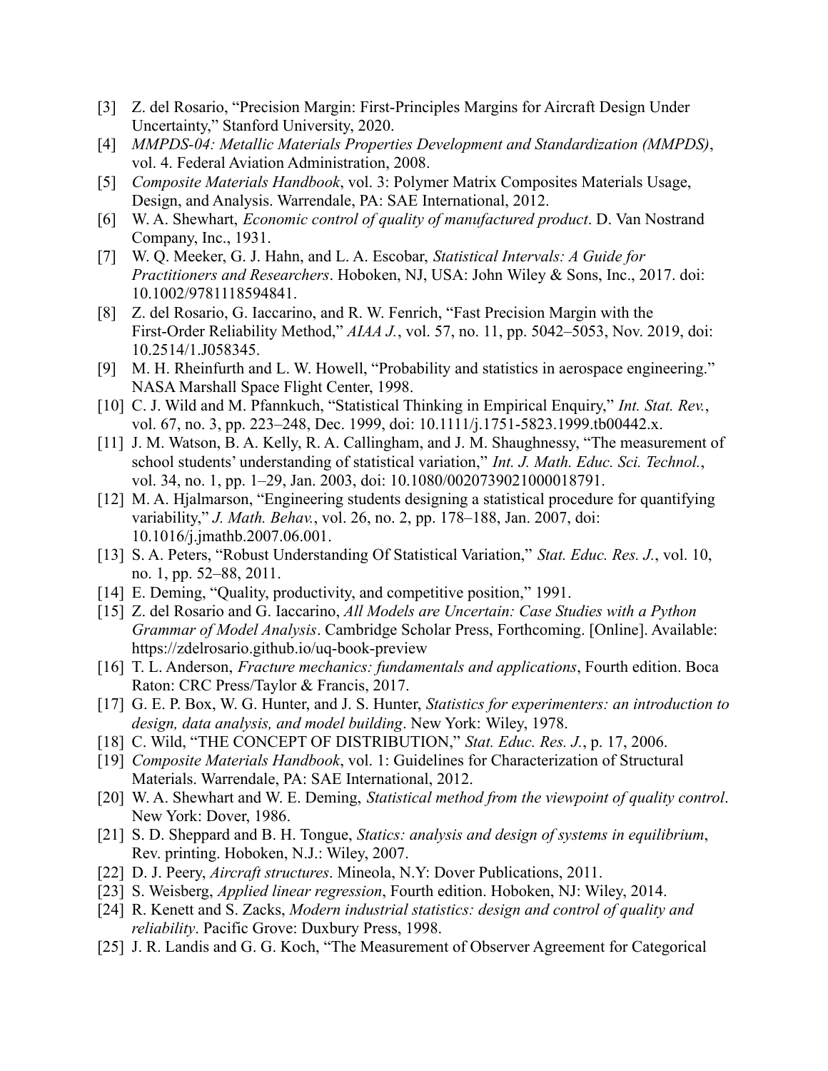[3] Z. del Rosario, “Precision Margin: First-Principles Margins for Aircraft Design Under Uncertainty,” Stanford University, 2020.

[4] *MMPDS-04: Metallic Materials Properties Development and Standardization (MMPDS)*, vol. 4. Federal Aviation Administration, 2008.

[5] *Composite Materials Handbook*, vol. 3: Polymer Matrix Composites Materials Usage, Design, and Analysis. Warrendale, PA: SAE International, 2012.

[6] W. A. Shewhart, *Economic control of quality of manufactured product*. D. Van Nostrand Company, Inc., 1931.

[7] W. Q. Meeker, G. J. Hahn, and L. A. Escobar, *Statistical Intervals: A Guide for Practitioners and Researchers*. Hoboken, NJ, USA: John Wiley & Sons, Inc., 2017. doi: 10.1002/9781118594841.

[8] Z. del Rosario, G. Iaccarino, and R. W. Fenrich, “Fast Precision Margin with the First-Order Reliability Method,” *AIAA J.*, vol. 57, no. 11, pp. 5042–5053, Nov. 2019, doi: 10.2514/1.J058345.

[9] M. H. Rheinfurth and L. W. Howell, “Probability and statistics in aerospace engineering.” NASA Marshall Space Flight Center, 1998.

[10] C. J. Wild and M. Pfannkuch, “Statistical Thinking in Empirical Enquiry,” *Int. Stat. Rev.*, vol. 67, no. 3, pp. 223–248, Dec. 1999, doi: 10.1111/j.1751-5823.1999.tb00442.x.

[11] J. M. Watson, B. A. Kelly, R. A. Callingham, and J. M. Shaughnessy, “The measurement of school students' understanding of statistical variation,” *Int. J. Math. Educ. Sci. Technol.*, vol. 34, no. 1, pp. 1–29, Jan. 2003, doi: 10.1080/0020739021000018791.

[12] M. A. Hjalmarson, “Engineering students designing a statistical procedure for quantifying variability,” *J. Math. Behav.*, vol. 26, no. 2, pp. 178–188, Jan. 2007, doi: 10.1016/j.jmathb.2007.06.001.

[13] S. A. Peters, “Robust Understanding Of Statistical Variation,” *Stat. Educ. Res. J.*, vol. 10, no. 1, pp. 52–88, 2011.

[14] E. Deming, “Quality, productivity, and competitive position,” 1991.

[15] Z. del Rosario and G. Iaccarino, *All Models are Uncertain: Case Studies with a Python Grammar of Model Analysis*. Cambridge Scholar Press, Forthcoming. [Online]. Available: https://zdelrosario.github.io/uq-book-preview

[16] T. L. Anderson, *Fracture mechanics: fundamentals and applications*, Fourth edition. Boca Raton: CRC Press/Taylor & Francis, 2017.

[17] G. E. P. Box, W. G. Hunter, and J. S. Hunter, *Statistics for experimenters: an introduction to design, data analysis, and model building*. New York: Wiley, 1978.

[18] C. Wild, “THE CONCEPT OF DISTRIBUTION,” *Stat. Educ. Res. J.*, p. 17, 2006.

[19] *Composite Materials Handbook*, vol. 1: Guidelines for Characterization of Structural Materials. Warrendale, PA: SAE International, 2012.

[20] W. A. Shewhart and W. E. Deming, *Statistical method from the viewpoint of quality control*. New York: Dover, 1986.

[21] S. D. Sheppard and B. H. Tongue, *Statics: analysis and design of systems in equilibrium*, Rev. printing. Hoboken, N.J.: Wiley, 2007.

[22] D. J. Peery, *Aircraft structures*. Mineola, N.Y: Dover Publications, 2011.

[23] S. Weisberg, *Applied linear regression*, Fourth edition. Hoboken, NJ: Wiley, 2014.

[24] R. Kenett and S. Zacks, *Modern industrial statistics: design and control of quality and reliability*. Pacific Grove: Duxbury Press, 1998.

[25] J. R. Landis and G. G. Koch, “The Measurement of Observer Agreement for Categorical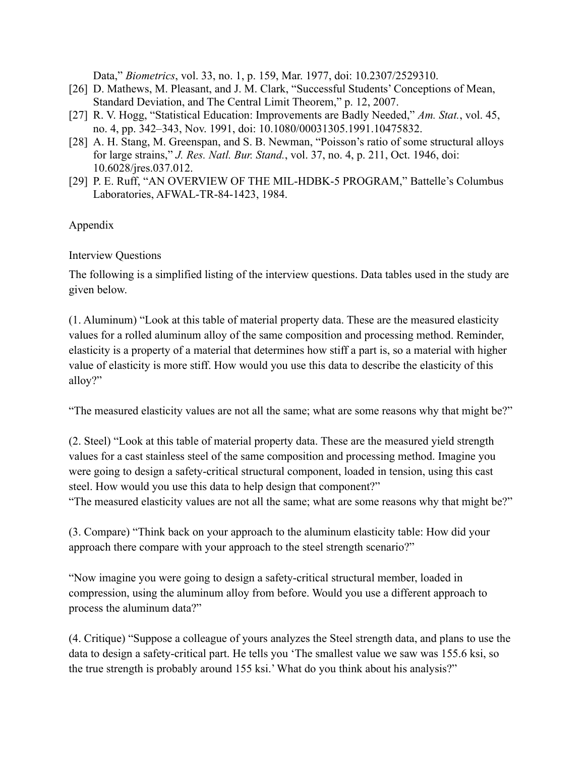Data," *Biometrics*, vol. 33, no. 1, p. 159, Mar. 1977, doi: 10.2307/2529310.

[26] D. Mathews, M. Pleasant, and J. M. Clark, "Successful Students' Conceptions of Mean, Standard Deviation, and The Central Limit Theorem," p. 12, 2007.

[27] R. V. Hogg, "Statistical Education: Improvements are Badly Needed," *Am. Stat.*, vol. 45, no. 4, pp. 342–343, Nov. 1991, doi: 10.1080/00031305.1991.10475832.

[28] A. H. Stang, M. Greenspan, and S. B. Newman, "Poisson's ratio of some structural alloys for large strains," *J. Res. Natl. Bur. Stand.*, vol. 37, no. 4, p. 211, Oct. 1946, doi: 10.6028/jres.037.012.

[29] P. E. Ruff, "AN OVERVIEW OF THE MIL-HDBK-5 PROGRAM," Battelle's Columbus Laboratories, AFWAL-TR-84-1423, 1984.

## Appendix

### Interview Questions

The following is a simplified listing of the interview questions. Data tables used in the study are given below.

(1. Aluminum) "Look at this table of material property data. These are the measured elasticity values for a rolled aluminum alloy of the same composition and processing method. Reminder, elasticity is a property of a material that determines how stiff a part is, so a material with higher value of elasticity is more stiff. How would you use this data to describe the elasticity of this alloy?"

"The measured elasticity values are not all the same; what are some reasons why that might be?"

(2. Steel) "Look at this table of material property data. These are the measured yield strength values for a cast stainless steel of the same composition and processing method. Imagine you were going to design a safety-critical structural component, loaded in tension, using this cast steel. How would you use this data to help design that component?"
"The measured elasticity values are not all the same; what are some reasons why that might be?"

(3. Compare) "Think back on your approach to the aluminum elasticity table: How did your approach there compare with your approach to the steel strength scenario?"

"Now imagine you were going to design a safety-critical structural member, loaded in compression, using the aluminum alloy from before. Would you use a different approach to process the aluminum data?"

(4. Critique) "Suppose a colleague of yours analyzes the Steel strength data, and plans to use the data to design a safety-critical part. He tells you 'The smallest value we saw was 155.6 ksi, so the true strength is probably around 155 ksi.' What do you think about his analysis?"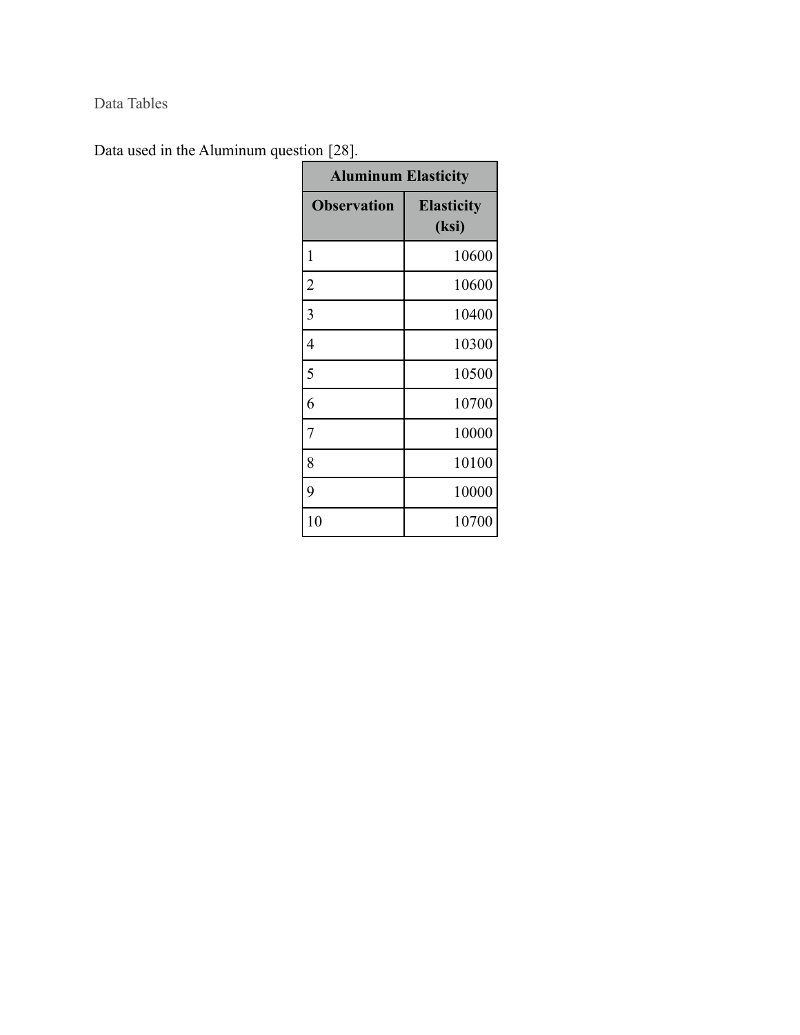Data Tables

Data used in the Aluminum question [28].

| Aluminum Elasticity | |
|---|---|
| **Observation** | **Elasticity (ksi)** |
| 1 | 10600 |
| 2 | 10600 |
| 3 | 10400 |
| 4 | 10300 |
| 5 | 10500 |
| 6 | 10700 |
| 7 | 10000 |
| 8 | 10100 |
| 9 | 10000 |
| 10 | 10700 |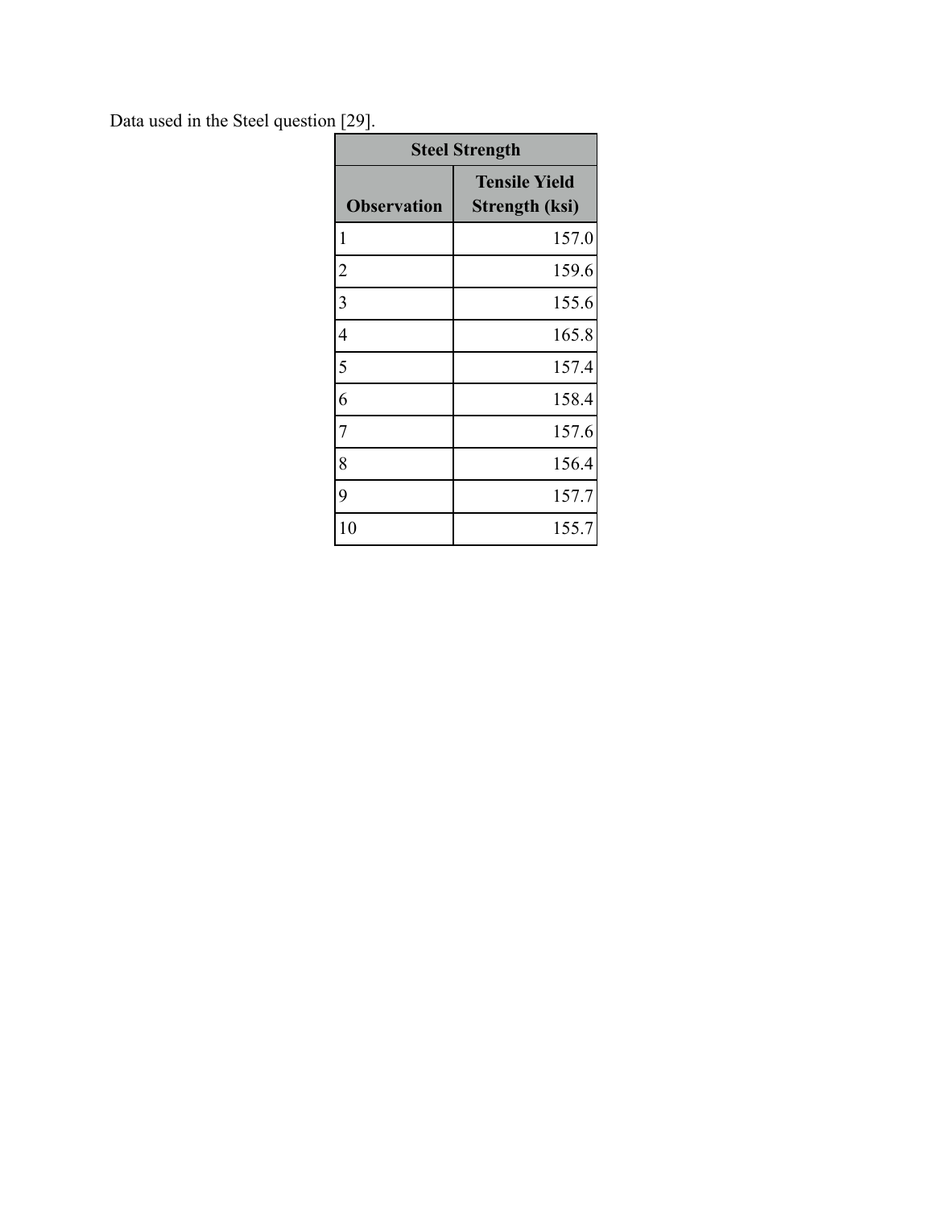Data used in the Steel question [29].

| Steel Strength | |
|---|---|
| **Observation** | **Tensile Yield Strength (ksi)** |
| 1 | 157.0 |
| 2 | 159.6 |
| 3 | 155.6 |
| 4 | 165.8 |
| 5 | 157.4 |
| 6 | 158.4 |
| 7 | 157.6 |
| 8 | 156.4 |
| 9 | 157.7 |
| 10 | 155.7 |